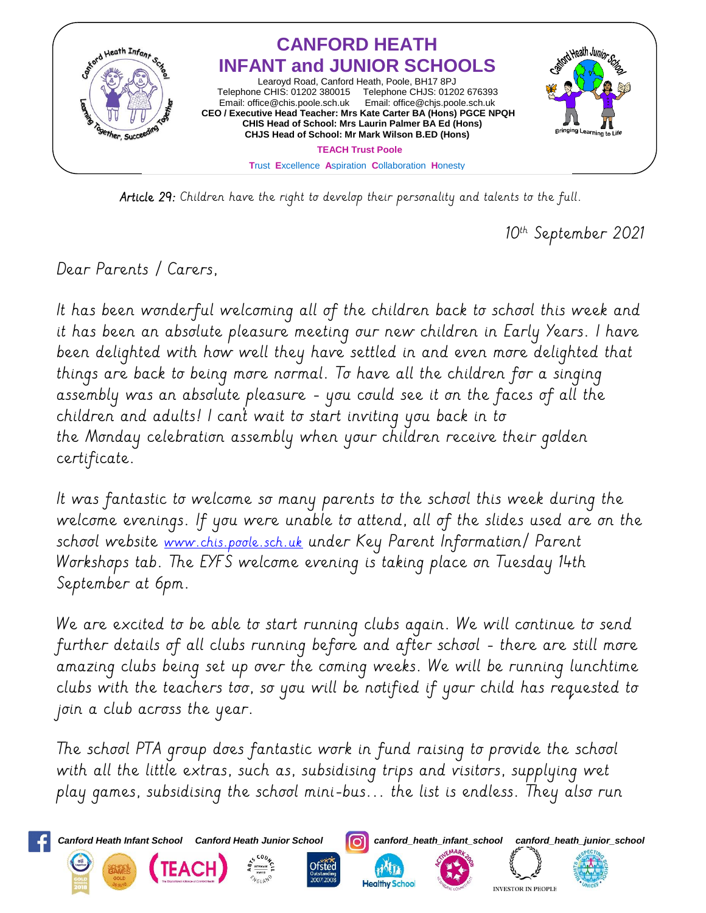# CANFORD HEATH INFANT and JUNIOR SCHOOLS

Learoyd Road, Canford Heath, Poole, BH17 8PJ
Telephone CHIS: 01202 380015 Telephone CHJS: 01202 676393
Email: office@chis.poole.sch.uk Email: office@chjs.poole.sch.uk

**CEO / Executive Head Teacher: Mrs Kate Carter BA (Hons) PGCE NPQH**
**CHIS Head of School: Mrs Laurin Palmer BA Ed (Hons)**
**CHJS Head of School: Mr Mark Wilson B.ED (Hons)**

**TEACH Trust Poole**

Trust Excellence Aspiration Collaboration Honesty

**Article 29:** *Children have the right to develop their personality and talents to the full.*

10th September 2021

Dear Parents / Carers,

It has been wonderful welcoming all of the children back to school this week and it has been an absolute pleasure meeting our new children in Early Years. I have been delighted with how well they have settled in and even more delighted that things are back to being more normal. To have all the children for a singing assembly was an absolute pleasure - you could see it on the faces of all the children and adults! I can't wait to start inviting you back in to the Monday celebration assembly when your children receive their golden certificate.

It was fantastic to welcome so many parents to the school this week during the welcome evenings. If you were unable to attend, all of the slides used are on the school website www.chis.poole.sch.uk under Key Parent Information/ Parent Workshops tab. The EYFS welcome evening is taking place on Tuesday 14th September at 6pm.

We are excited to be able to start running clubs again. We will continue to send further details of all clubs running before and after school - there are still more amazing clubs being set up over the coming weeks. We will be running lunchtime clubs with the teachers too, so you will be notified if your child has requested to join a club across the year.

The school PTA group does fantastic work in fund raising to provide the school with all the little extras, such as, subsidising trips and visitors, supplying wet play games, subsidising the school mini-bus… the list is endless. They also run

Canford Heath Infant School Canford Heath Junior School canford_heath_infant_school canford_heath_junior_school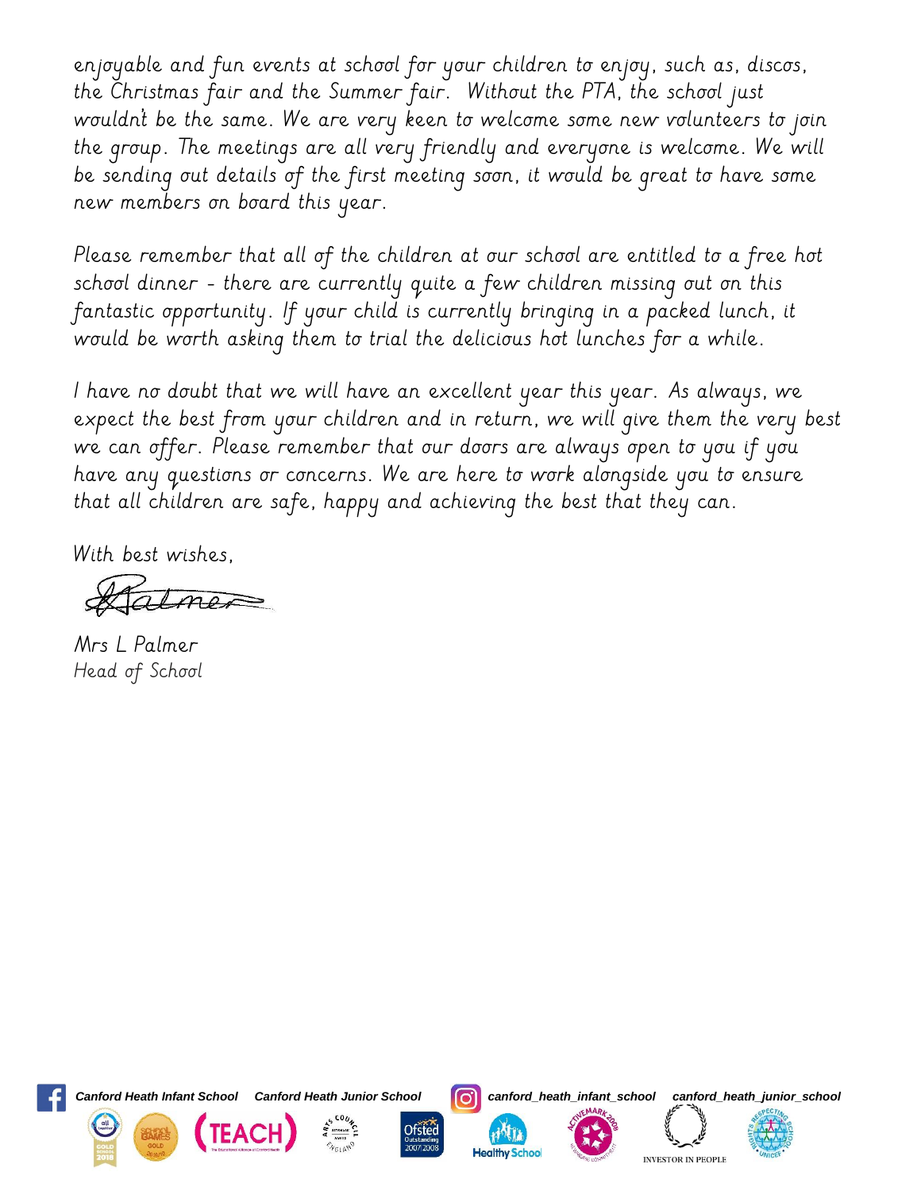enjoyable and fun events at school for your children to enjoy, such as, discos, the Christmas fair and the Summer fair. Without the PTA, the school just wouldn't be the same. We are very keen to welcome some new volunteers to join the group. The meetings are all very friendly and everyone is welcome. We will be sending out details of the first meeting soon, it would be great to have some new members on board this year.

Please remember that all of the children at our school are entitled to a free hot school dinner - there are currently quite a few children missing out on this fantastic opportunity. If your child is currently bringing in a packed lunch, it would be worth asking them to trial the delicious hot lunches for a while.

I have no doubt that we will have an excellent year this year. As always, we expect the best from your children and in return, we will give them the very best we can offer. Please remember that our doors are always open to you if you have any questions or concerns. We are here to work alongside you to ensure that all children are safe, happy and achieving the best that they can.

With best wishes,

Mrs L Palmer
*Head of School*

Canford Heath Infant School Canford Heath Junior School canford_heath_infant_school canford_heath_junior_school